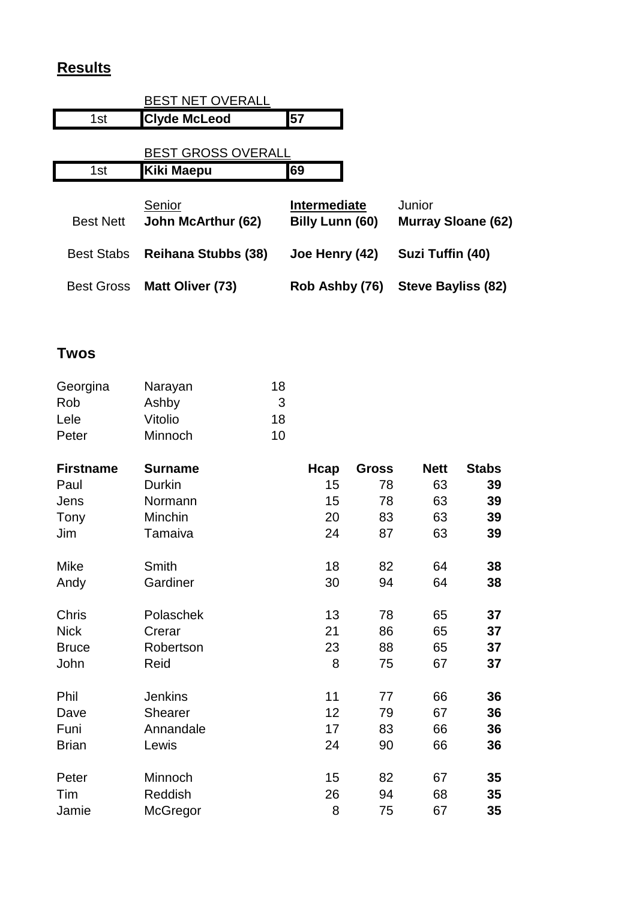## Results

| | BEST NET OVERALL | |
|---|---|---|
| 1st | **Clyde McLeod** | **57** |

| | BEST GROSS OVERALL | |
|---|---|---|
| 1st | **Kiki Maepu** | **69** |

| | Senior | **Intermediate** | Junior |
|---|---|---|---|
| Best Nett | **John McArthur (62)** | **Billy Lunn (60)** | **Murray Sloane (62)** |
| Best Stabs | **Reihana Stubbs (38)** | **Joe Henry (42)** | **Suzi Tuffin (40)** |
| Best Gross | **Matt Oliver (73)** | **Rob Ashby (76)** | **Steve Bayliss (82)** |

### Twos

| | | |
|---|---|---|
| Georgina | Narayan | 18 |
| Rob | Ashby | 3 |
| Lele | Vitolio | 18 |
| Peter | Minnoch | 10 |

| **Firstname** | **Surname** | **Hcap** | **Gross** | **Nett** | **Stabs** |
|---|---|---|---|---|---|
| Paul | Durkin | 15 | 78 | 63 | **39** |
| Jens | Normann | 15 | 78 | 63 | **39** |
| Tony | Minchin | 20 | 83 | 63 | **39** |
| Jim | Tamaiva | 24 | 87 | 63 | **39** |
| | | | | | |
| Mike | Smith | 18 | 82 | 64 | **38** |
| Andy | Gardiner | 30 | 94 | 64 | **38** |
| | | | | | |
| Chris | Polaschek | 13 | 78 | 65 | **37** |
| Nick | Crerar | 21 | 86 | 65 | **37** |
| Bruce | Robertson | 23 | 88 | 65 | **37** |
| John | Reid | 8 | 75 | 67 | **37** |
| | | | | | |
| Phil | Jenkins | 11 | 77 | 66 | **36** |
| Dave | Shearer | 12 | 79 | 67 | **36** |
| Funi | Annandale | 17 | 83 | 66 | **36** |
| Brian | Lewis | 24 | 90 | 66 | **36** |
| | | | | | |
| Peter | Minnoch | 15 | 82 | 67 | **35** |
| Tim | Reddish | 26 | 94 | 68 | **35** |
| Jamie | McGregor | 8 | 75 | 67 | **35** |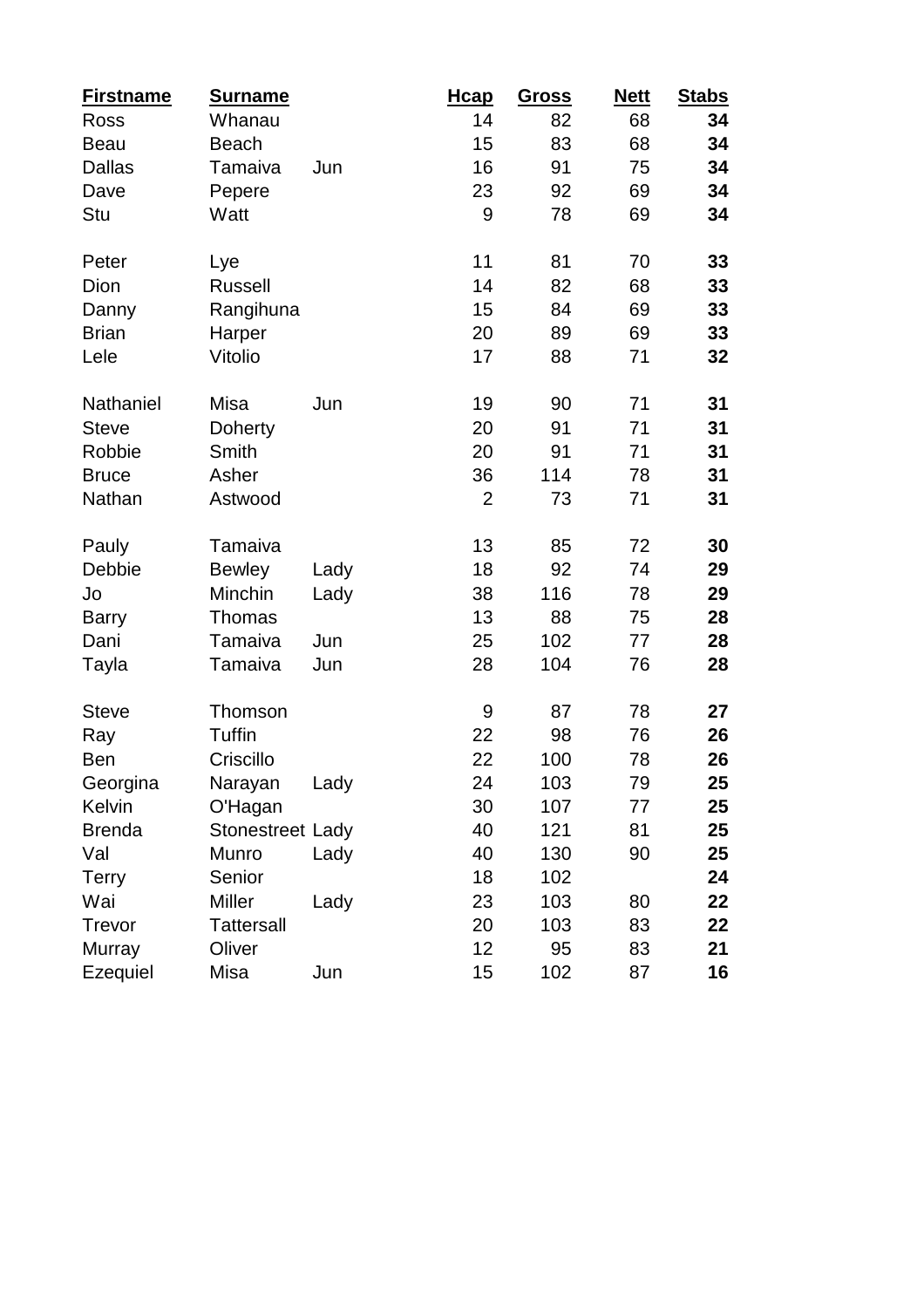| Firstname | Surname | | Hcap | Gross | Nett | Stabs |
|---|---|---|---|---|---|---|
| Ross | Whanau | | 14 | 82 | 68 | **34** |
| Beau | Beach | | 15 | 83 | 68 | **34** |
| Dallas | Tamaiva | Jun | 16 | 91 | 75 | **34** |
| Dave | Pepere | | 23 | 92 | 69 | **34** |
| Stu | Watt | | 9 | 78 | 69 | **34** |
| Peter | Lye | | 11 | 81 | 70 | **33** |
| Dion | Russell | | 14 | 82 | 68 | **33** |
| Danny | Rangihuna | | 15 | 84 | 69 | **33** |
| Brian | Harper | | 20 | 89 | 69 | **33** |
| Lele | Vitolio | | 17 | 88 | 71 | **32** |
| Nathaniel | Misa | Jun | 19 | 90 | 71 | **31** |
| Steve | Doherty | | 20 | 91 | 71 | **31** |
| Robbie | Smith | | 20 | 91 | 71 | **31** |
| Bruce | Asher | | 36 | 114 | 78 | **31** |
| Nathan | Astwood | | 2 | 73 | 71 | **31** |
| Pauly | Tamaiva | | 13 | 85 | 72 | **30** |
| Debbie | Bewley | Lady | 18 | 92 | 74 | **29** |
| Jo | Minchin | Lady | 38 | 116 | 78 | **29** |
| Barry | Thomas | | 13 | 88 | 75 | **28** |
| Dani | Tamaiva | Jun | 25 | 102 | 77 | **28** |
| Tayla | Tamaiva | Jun | 28 | 104 | 76 | **28** |
| Steve | Thomson | | 9 | 87 | 78 | **27** |
| Ray | Tuffin | | 22 | 98 | 76 | **26** |
| Ben | Criscillo | | 22 | 100 | 78 | **26** |
| Georgina | Narayan | Lady | 24 | 103 | 79 | **25** |
| Kelvin | O'Hagan | | 30 | 107 | 77 | **25** |
| Brenda | Stonestreet | Lady | 40 | 121 | 81 | **25** |
| Val | Munro | Lady | 40 | 130 | 90 | **25** |
| Terry | Senior | | 18 | 102 | | **24** |
| Wai | Miller | Lady | 23 | 103 | 80 | **22** |
| Trevor | Tattersall | | 20 | 103 | 83 | **22** |
| Murray | Oliver | | 12 | 95 | 83 | **21** |
| Ezequiel | Misa | Jun | 15 | 102 | 87 | **16** |